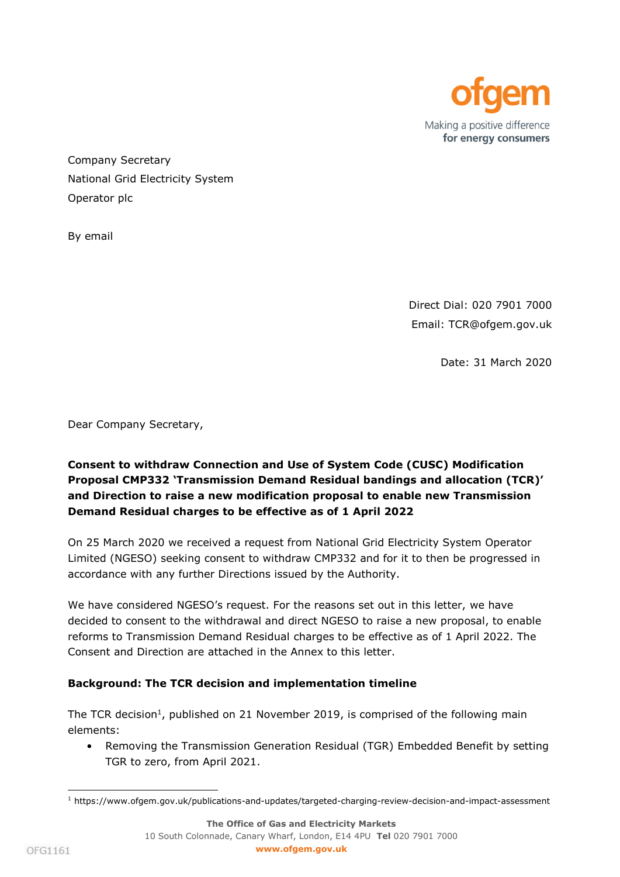ofgem

Making a positive difference
for energy consumers

Company Secretary
National Grid Electricity System
Operator plc

By email

Direct Dial: 020 7901 7000
Email: TCR@ofgem.gov.uk

Date: 31 March 2020

Dear Company Secretary,

**Consent to withdraw Connection and Use of System Code (CUSC) Modification Proposal CMP332 'Transmission Demand Residual bandings and allocation (TCR)' and Direction to raise a new modification proposal to enable new Transmission Demand Residual charges to be effective as of 1 April 2022**

On 25 March 2020 we received a request from National Grid Electricity System Operator Limited (NGESO) seeking consent to withdraw CMP332 and for it to then be progressed in accordance with any further Directions issued by the Authority.

We have considered NGESO's request. For the reasons set out in this letter, we have decided to consent to the withdrawal and direct NGESO to raise a new proposal, to enable reforms to Transmission Demand Residual charges to be effective as of 1 April 2022. The Consent and Direction are attached in the Annex to this letter.

**Background: The TCR decision and implementation timeline**

The TCR decision[1], published on 21 November 2019, is comprised of the following main elements:

- Removing the Transmission Generation Residual (TGR) Embedded Benefit by setting TGR to zero, from April 2021.

[1] https://www.ofgem.gov.uk/publications-and-updates/targeted-charging-review-decision-and-impact-assessment

The Office of Gas and Electricity Markets
10 South Colonnade, Canary Wharf, London, E14 4PU **Tel** 020 7901 7000
www.ofgem.gov.uk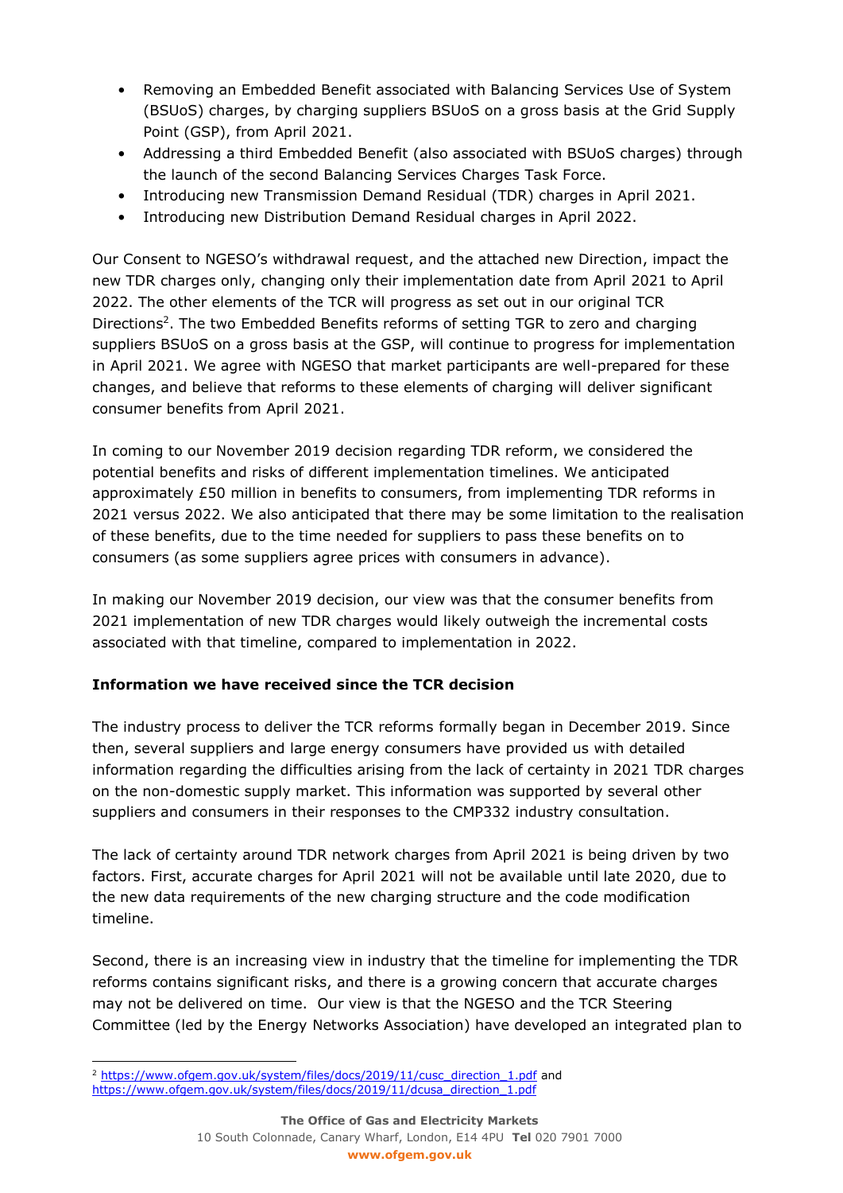- Removing an Embedded Benefit associated with Balancing Services Use of System (BSUoS) charges, by charging suppliers BSUoS on a gross basis at the Grid Supply Point (GSP), from April 2021.
- Addressing a third Embedded Benefit (also associated with BSUoS charges) through the launch of the second Balancing Services Charges Task Force.
- Introducing new Transmission Demand Residual (TDR) charges in April 2021.
- Introducing new Distribution Demand Residual charges in April 2022.

Our Consent to NGESO's withdrawal request, and the attached new Direction, impact the new TDR charges only, changing only their implementation date from April 2021 to April 2022. The other elements of the TCR will progress as set out in our original TCR Directions[2]. The two Embedded Benefits reforms of setting TGR to zero and charging suppliers BSUoS on a gross basis at the GSP, will continue to progress for implementation in April 2021. We agree with NGESO that market participants are well-prepared for these changes, and believe that reforms to these elements of charging will deliver significant consumer benefits from April 2021.

In coming to our November 2019 decision regarding TDR reform, we considered the potential benefits and risks of different implementation timelines. We anticipated approximately £50 million in benefits to consumers, from implementing TDR reforms in 2021 versus 2022. We also anticipated that there may be some limitation to the realisation of these benefits, due to the time needed for suppliers to pass these benefits on to consumers (as some suppliers agree prices with consumers in advance).

In making our November 2019 decision, our view was that the consumer benefits from 2021 implementation of new TDR charges would likely outweigh the incremental costs associated with that timeline, compared to implementation in 2022.

**Information we have received since the TCR decision**

The industry process to deliver the TCR reforms formally began in December 2019. Since then, several suppliers and large energy consumers have provided us with detailed information regarding the difficulties arising from the lack of certainty in 2021 TDR charges on the non-domestic supply market. This information was supported by several other suppliers and consumers in their responses to the CMP332 industry consultation.

The lack of certainty around TDR network charges from April 2021 is being driven by two factors. First, accurate charges for April 2021 will not be available until late 2020, due to the new data requirements of the new charging structure and the code modification timeline.

Second, there is an increasing view in industry that the timeline for implementing the TDR reforms contains significant risks, and there is a growing concern that accurate charges may not be delivered on time. Our view is that the NGESO and the TCR Steering Committee (led by the Energy Networks Association) have developed an integrated plan to

[2] https://www.ofgem.gov.uk/system/files/docs/2019/11/cusc_direction_1.pdf and https://www.ofgem.gov.uk/system/files/docs/2019/11/dcusa_direction_1.pdf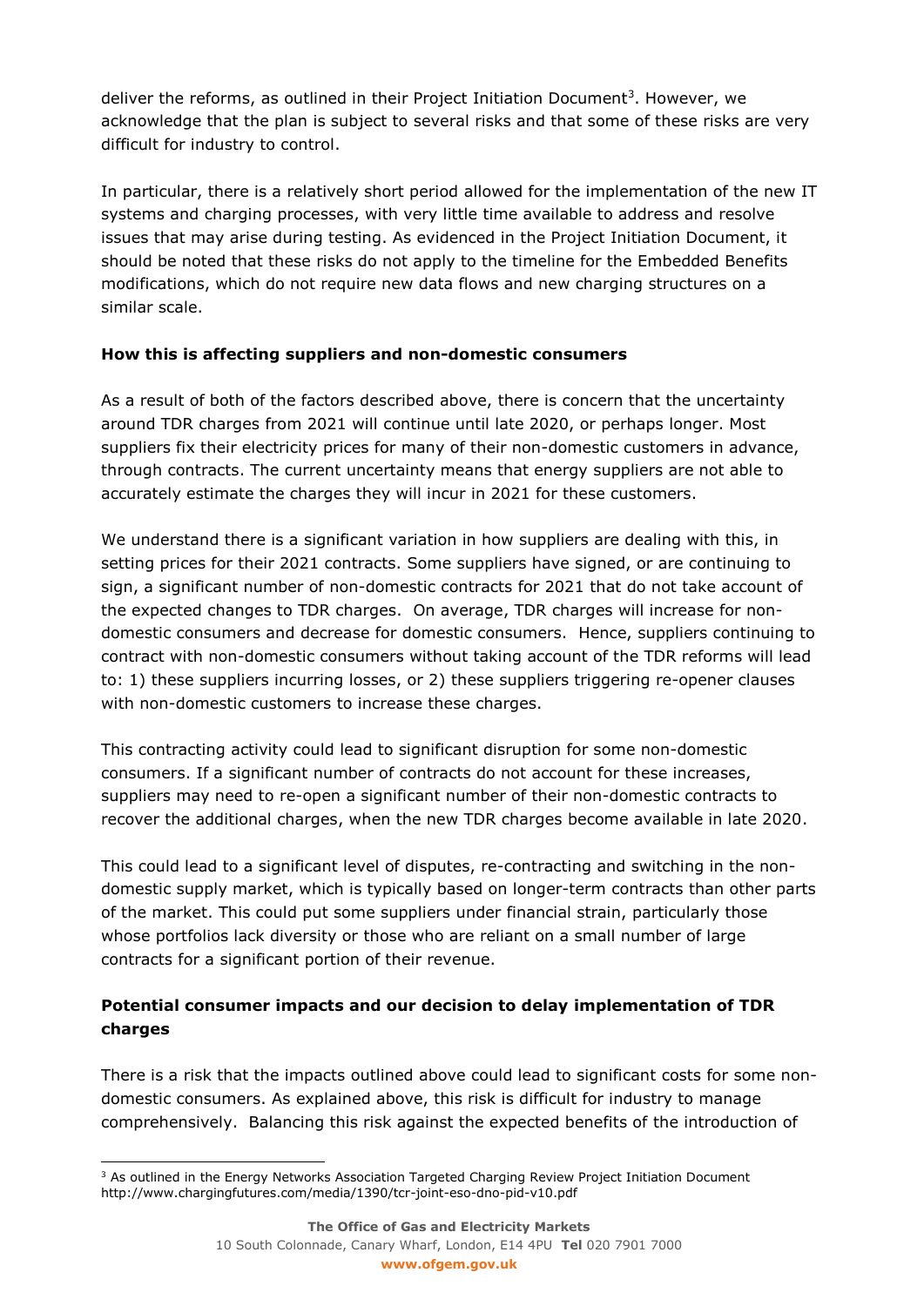deliver the reforms, as outlined in their Project Initiation Document[3]. However, we acknowledge that the plan is subject to several risks and that some of these risks are very difficult for industry to control.

In particular, there is a relatively short period allowed for the implementation of the new IT systems and charging processes, with very little time available to address and resolve issues that may arise during testing. As evidenced in the Project Initiation Document, it should be noted that these risks do not apply to the timeline for the Embedded Benefits modifications, which do not require new data flows and new charging structures on a similar scale.

**How this is affecting suppliers and non-domestic consumers**

As a result of both of the factors described above, there is concern that the uncertainty around TDR charges from 2021 will continue until late 2020, or perhaps longer. Most suppliers fix their electricity prices for many of their non-domestic customers in advance, through contracts. The current uncertainty means that energy suppliers are not able to accurately estimate the charges they will incur in 2021 for these customers.

We understand there is a significant variation in how suppliers are dealing with this, in setting prices for their 2021 contracts. Some suppliers have signed, or are continuing to sign, a significant number of non-domestic contracts for 2021 that do not take account of the expected changes to TDR charges. On average, TDR charges will increase for non-domestic consumers and decrease for domestic consumers. Hence, suppliers continuing to contract with non-domestic consumers without taking account of the TDR reforms will lead to: 1) these suppliers incurring losses, or 2) these suppliers triggering re-opener clauses with non-domestic customers to increase these charges.

This contracting activity could lead to significant disruption for some non-domestic consumers. If a significant number of contracts do not account for these increases, suppliers may need to re-open a significant number of their non-domestic contracts to recover the additional charges, when the new TDR charges become available in late 2020.

This could lead to a significant level of disputes, re-contracting and switching in the non-domestic supply market, which is typically based on longer-term contracts than other parts of the market. This could put some suppliers under financial strain, particularly those whose portfolios lack diversity or those who are reliant on a small number of large contracts for a significant portion of their revenue.

**Potential consumer impacts and our decision to delay implementation of TDR charges**

There is a risk that the impacts outlined above could lead to significant costs for some non-domestic consumers. As explained above, this risk is difficult for industry to manage comprehensively. Balancing this risk against the expected benefits of the introduction of

[3] As outlined in the Energy Networks Association Targeted Charging Review Project Initiation Document http://www.chargingfutures.com/media/1390/tcr-joint-eso-dno-pid-v10.pdf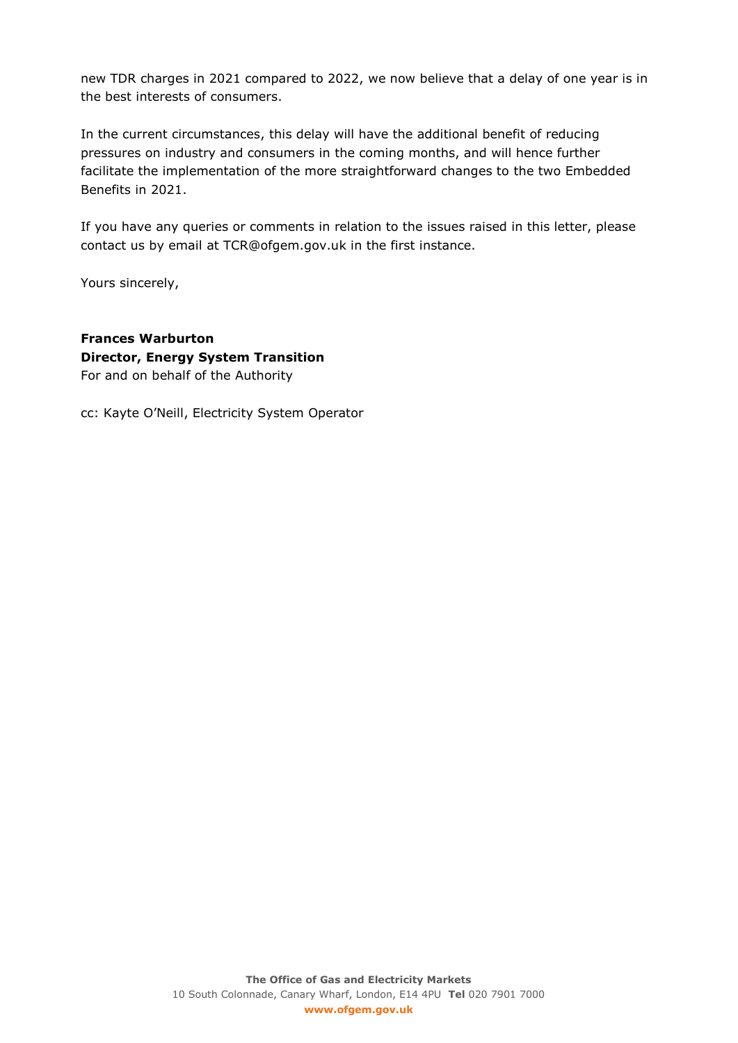new TDR charges in 2021 compared to 2022, we now believe that a delay of one year is in the best interests of consumers.

In the current circumstances, this delay will have the additional benefit of reducing pressures on industry and consumers in the coming months, and will hence further facilitate the implementation of the more straightforward changes to the two Embedded Benefits in 2021.

If you have any queries or comments in relation to the issues raised in this letter, please contact us by email at TCR@ofgem.gov.uk in the first instance.

Yours sincerely,

**Frances Warburton**
**Director, Energy System Transition**
For and on behalf of the Authority

cc: Kayte O'Neill, Electricity System Operator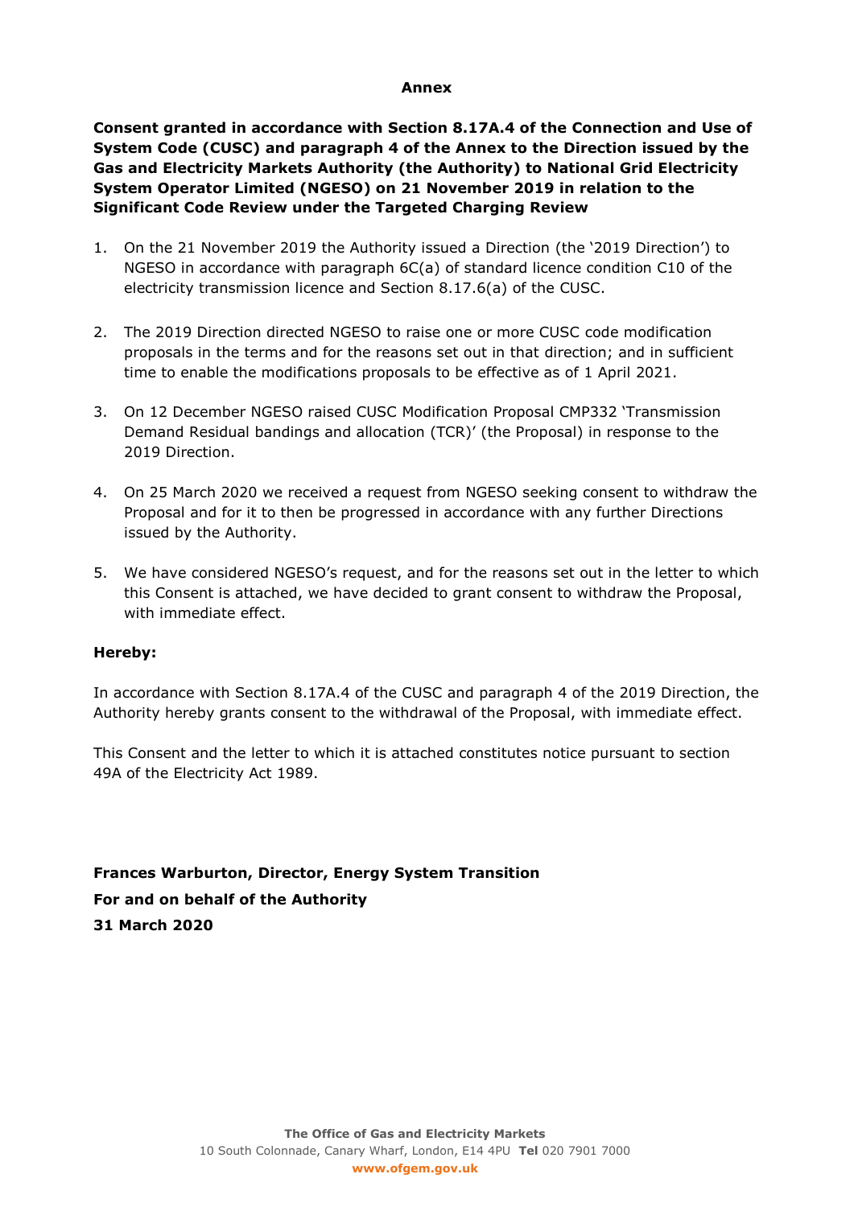**Annex**

**Consent granted in accordance with Section 8.17A.4 of the Connection and Use of System Code (CUSC) and paragraph 4 of the Annex to the Direction issued by the Gas and Electricity Markets Authority (the Authority) to National Grid Electricity System Operator Limited (NGESO) on 21 November 2019 in relation to the Significant Code Review under the Targeted Charging Review**

1. On the 21 November 2019 the Authority issued a Direction (the '2019 Direction') to NGESO in accordance with paragraph 6C(a) of standard licence condition C10 of the electricity transmission licence and Section 8.17.6(a) of the CUSC.

2. The 2019 Direction directed NGESO to raise one or more CUSC code modification proposals in the terms and for the reasons set out in that direction; and in sufficient time to enable the modifications proposals to be effective as of 1 April 2021.

3. On 12 December NGESO raised CUSC Modification Proposal CMP332 'Transmission Demand Residual bandings and allocation (TCR)' (the Proposal) in response to the 2019 Direction.

4. On 25 March 2020 we received a request from NGESO seeking consent to withdraw the Proposal and for it to then be progressed in accordance with any further Directions issued by the Authority.

5. We have considered NGESO's request, and for the reasons set out in the letter to which this Consent is attached, we have decided to grant consent to withdraw the Proposal, with immediate effect.

**Hereby:**

In accordance with Section 8.17A.4 of the CUSC and paragraph 4 of the 2019 Direction, the Authority hereby grants consent to the withdrawal of the Proposal, with immediate effect.

This Consent and the letter to which it is attached constitutes notice pursuant to section 49A of the Electricity Act 1989.

**Frances Warburton, Director, Energy System Transition**
**For and on behalf of the Authority**
**31 March 2020**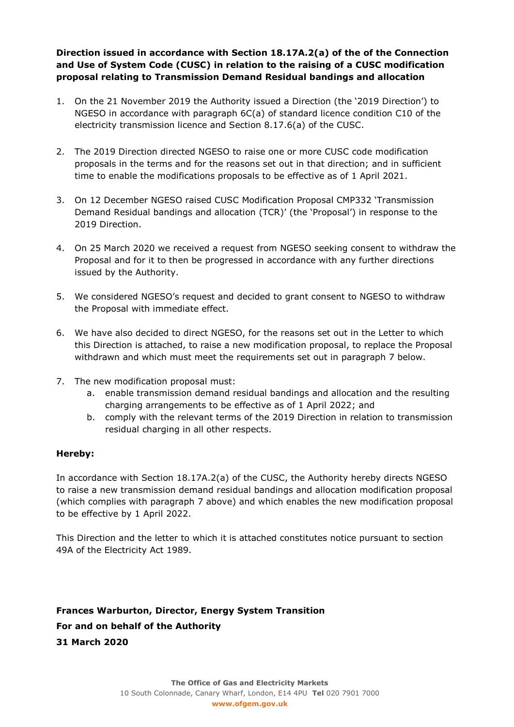**Direction issued in accordance with Section 18.17A.2(a) of the of the Connection and Use of System Code (CUSC) in relation to the raising of a CUSC modification proposal relating to Transmission Demand Residual bandings and allocation**

1. On the 21 November 2019 the Authority issued a Direction (the '2019 Direction') to NGESO in accordance with paragraph 6C(a) of standard licence condition C10 of the electricity transmission licence and Section 8.17.6(a) of the CUSC.

2. The 2019 Direction directed NGESO to raise one or more CUSC code modification proposals in the terms and for the reasons set out in that direction; and in sufficient time to enable the modifications proposals to be effective as of 1 April 2021.

3. On 12 December NGESO raised CUSC Modification Proposal CMP332 'Transmission Demand Residual bandings and allocation (TCR)' (the 'Proposal') in response to the 2019 Direction.

4. On 25 March 2020 we received a request from NGESO seeking consent to withdraw the Proposal and for it to then be progressed in accordance with any further directions issued by the Authority.

5. We considered NGESO's request and decided to grant consent to NGESO to withdraw the Proposal with immediate effect.

6. We have also decided to direct NGESO, for the reasons set out in the Letter to which this Direction is attached, to raise a new modification proposal, to replace the Proposal withdrawn and which must meet the requirements set out in paragraph 7 below.

7. The new modification proposal must:
   a. enable transmission demand residual bandings and allocation and the resulting charging arrangements to be effective as of 1 April 2022; and
   b. comply with the relevant terms of the 2019 Direction in relation to transmission residual charging in all other respects.

**Hereby:**

In accordance with Section 18.17A.2(a) of the CUSC, the Authority hereby directs NGESO to raise a new transmission demand residual bandings and allocation modification proposal (which complies with paragraph 7 above) and which enables the new modification proposal to be effective by 1 April 2022.

This Direction and the letter to which it is attached constitutes notice pursuant to section 49A of the Electricity Act 1989.

**Frances Warburton, Director, Energy System Transition**

**For and on behalf of the Authority**

**31 March 2020**